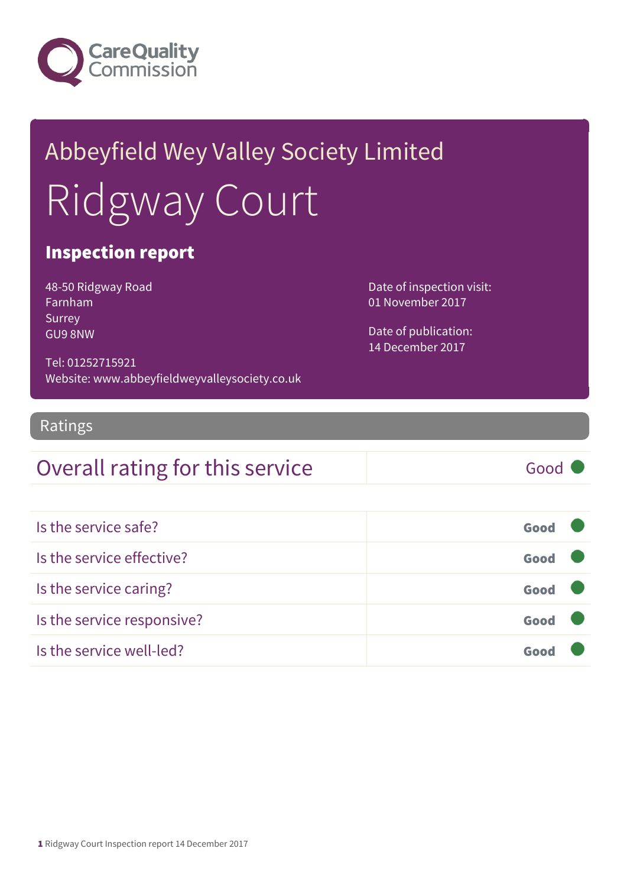# Abbeyfield Wey Valley Society Limited

# Ridgway Court

## Inspection report

48-50 Ridgway Road
Farnham
Surrey
GU9 8NW

Tel: 01252715921
Website: www.abbeyfieldweyvalleysociety.co.uk

Date of inspection visit:
01 November 2017

Date of publication:
14 December 2017

## Ratings

| Overall rating for this service | Good |
| --- | --- |

| Is the service safe? | Good |
| --- | --- |
| Is the service effective? | Good |
| Is the service caring? | Good |
| Is the service responsive? | Good |
| Is the service well-led? | Good |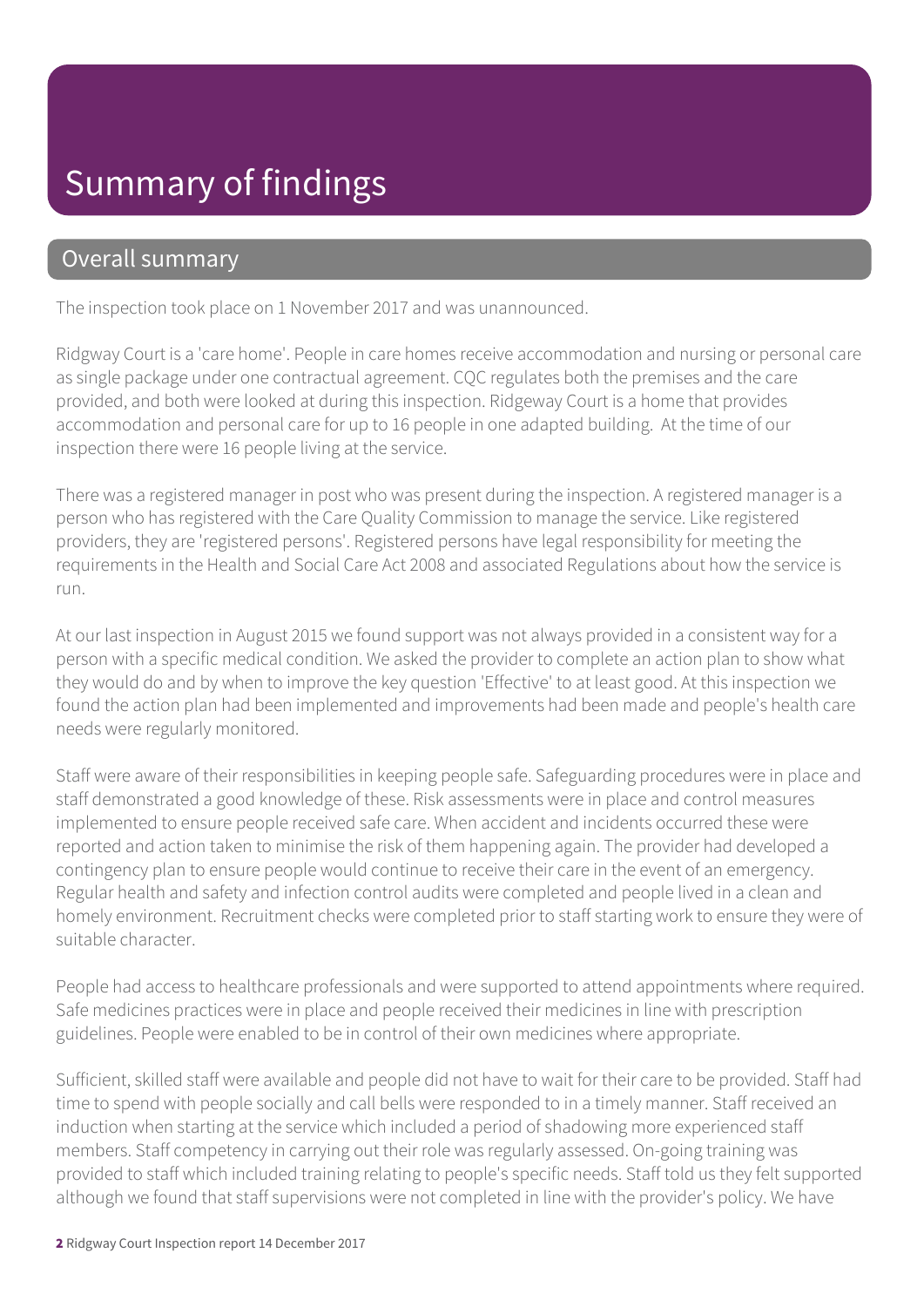# Summary of findings

## Overall summary

The inspection took place on 1 November 2017 and was unannounced.

Ridgway Court is a 'care home'. People in care homes receive accommodation and nursing or personal care as single package under one contractual agreement. CQC regulates both the premises and the care provided, and both were looked at during this inspection. Ridgeway Court is a home that provides accommodation and personal care for up to 16 people in one adapted building. At the time of our inspection there were 16 people living at the service.

There was a registered manager in post who was present during the inspection. A registered manager is a person who has registered with the Care Quality Commission to manage the service. Like registered providers, they are 'registered persons'. Registered persons have legal responsibility for meeting the requirements in the Health and Social Care Act 2008 and associated Regulations about how the service is run.

At our last inspection in August 2015 we found support was not always provided in a consistent way for a person with a specific medical condition. We asked the provider to complete an action plan to show what they would do and by when to improve the key question 'Effective' to at least good. At this inspection we found the action plan had been implemented and improvements had been made and people's health care needs were regularly monitored.

Staff were aware of their responsibilities in keeping people safe. Safeguarding procedures were in place and staff demonstrated a good knowledge of these. Risk assessments were in place and control measures implemented to ensure people received safe care. When accident and incidents occurred these were reported and action taken to minimise the risk of them happening again. The provider had developed a contingency plan to ensure people would continue to receive their care in the event of an emergency. Regular health and safety and infection control audits were completed and people lived in a clean and homely environment. Recruitment checks were completed prior to staff starting work to ensure they were of suitable character.

People had access to healthcare professionals and were supported to attend appointments where required. Safe medicines practices were in place and people received their medicines in line with prescription guidelines. People were enabled to be in control of their own medicines where appropriate.

Sufficient, skilled staff were available and people did not have to wait for their care to be provided. Staff had time to spend with people socially and call bells were responded to in a timely manner. Staff received an induction when starting at the service which included a period of shadowing more experienced staff members. Staff competency in carrying out their role was regularly assessed. On-going training was provided to staff which included training relating to people's specific needs. Staff told us they felt supported although we found that staff supervisions were not completed in line with the provider's policy. We have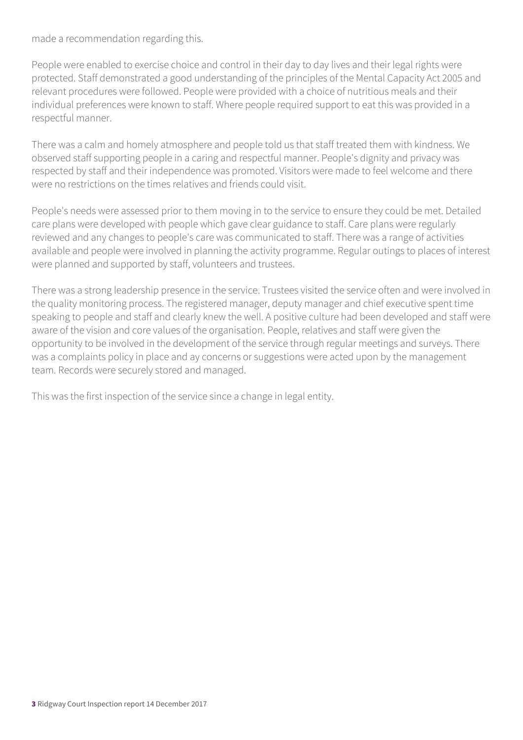made a recommendation regarding this.

People were enabled to exercise choice and control in their day to day lives and their legal rights were protected. Staff demonstrated a good understanding of the principles of the Mental Capacity Act 2005 and relevant procedures were followed. People were provided with a choice of nutritious meals and their individual preferences were known to staff. Where people required support to eat this was provided in a respectful manner.

There was a calm and homely atmosphere and people told us that staff treated them with kindness. We observed staff supporting people in a caring and respectful manner. People's dignity and privacy was respected by staff and their independence was promoted. Visitors were made to feel welcome and there were no restrictions on the times relatives and friends could visit.

People's needs were assessed prior to them moving in to the service to ensure they could be met. Detailed care plans were developed with people which gave clear guidance to staff. Care plans were regularly reviewed and any changes to people's care was communicated to staff. There was a range of activities available and people were involved in planning the activity programme. Regular outings to places of interest were planned and supported by staff, volunteers and trustees.

There was a strong leadership presence in the service. Trustees visited the service often and were involved in the quality monitoring process. The registered manager, deputy manager and chief executive spent time speaking to people and staff and clearly knew the well. A positive culture had been developed and staff were aware of the vision and core values of the organisation. People, relatives and staff were given the opportunity to be involved in the development of the service through regular meetings and surveys. There was a complaints policy in place and ay concerns or suggestions were acted upon by the management team. Records were securely stored and managed.

This was the first inspection of the service since a change in legal entity.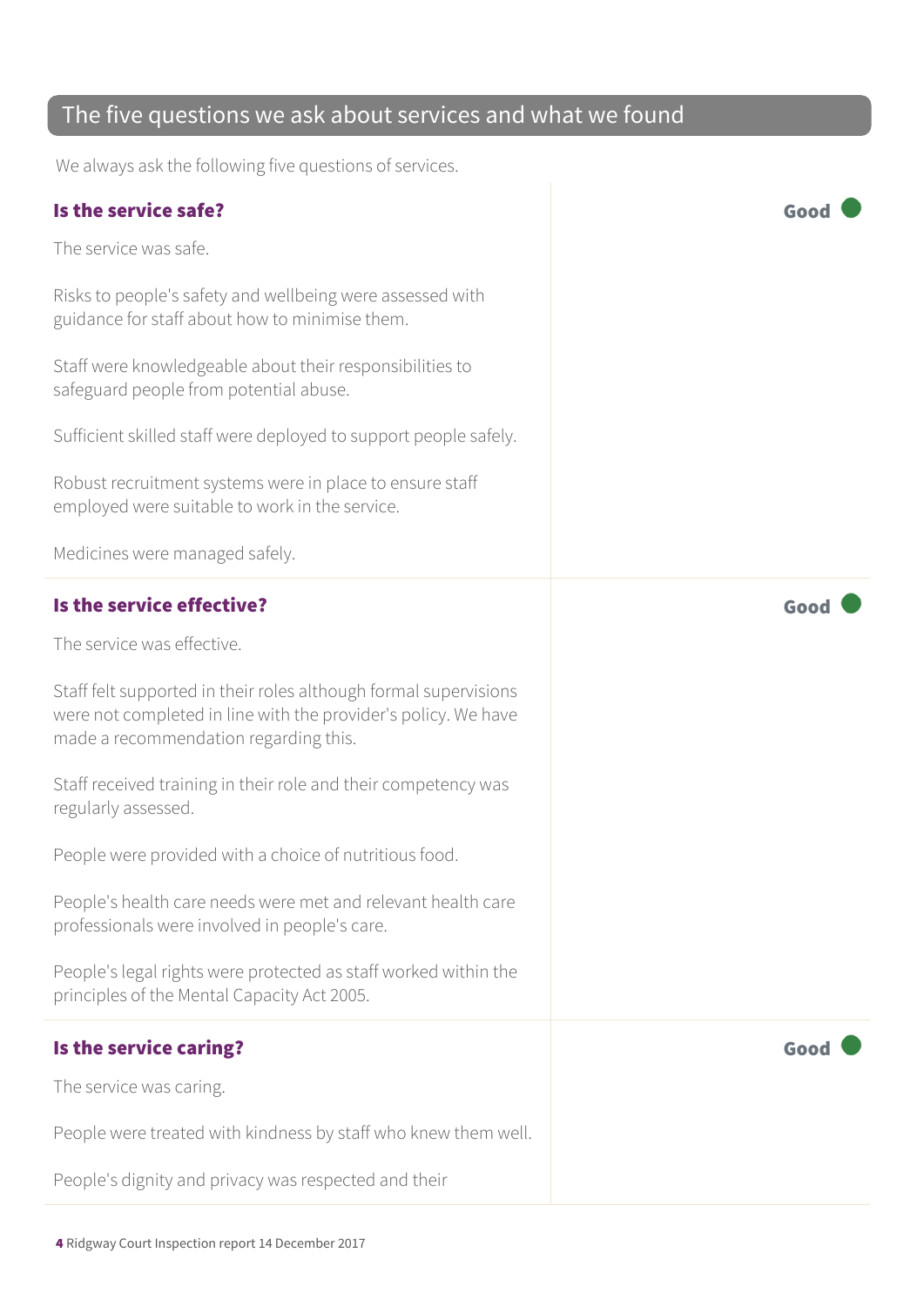## The five questions we ask about services and what we found

We always ask the following five questions of services.

### Is the service safe?

**Good**

The service was safe.

Risks to people's safety and wellbeing were assessed with guidance for staff about how to minimise them.

Staff were knowledgeable about their responsibilities to safeguard people from potential abuse.

Sufficient skilled staff were deployed to support people safely.

Robust recruitment systems were in place to ensure staff employed were suitable to work in the service.

Medicines were managed safely.

### Is the service effective?

**Good**

The service was effective.

Staff felt supported in their roles although formal supervisions were not completed in line with the provider's policy. We have made a recommendation regarding this.

Staff received training in their role and their competency was regularly assessed.

People were provided with a choice of nutritious food.

People's health care needs were met and relevant health care professionals were involved in people's care.

People's legal rights were protected as staff worked within the principles of the Mental Capacity Act 2005.

### Is the service caring?

**Good**

The service was caring.

People were treated with kindness by staff who knew them well.

People's dignity and privacy was respected and their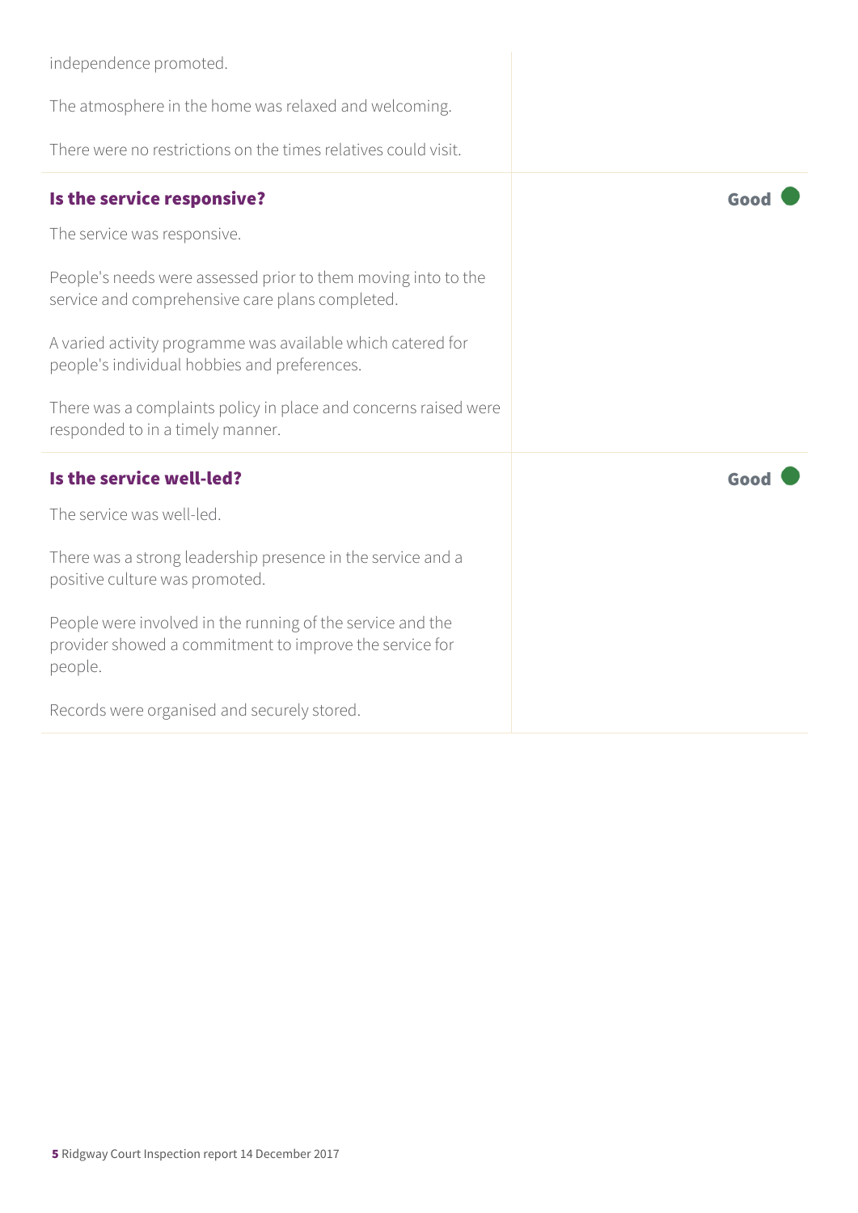independence promoted.

The atmosphere in the home was relaxed and welcoming.

There were no restrictions on the times relatives could visit.

### Is the service responsive?

**Good**

The service was responsive.

People's needs were assessed prior to them moving into to the service and comprehensive care plans completed.

A varied activity programme was available which catered for people's individual hobbies and preferences.

There was a complaints policy in place and concerns raised were responded to in a timely manner.

### Is the service well-led?

**Good**

The service was well-led.

There was a strong leadership presence in the service and a positive culture was promoted.

People were involved in the running of the service and the provider showed a commitment to improve the service for people.

Records were organised and securely stored.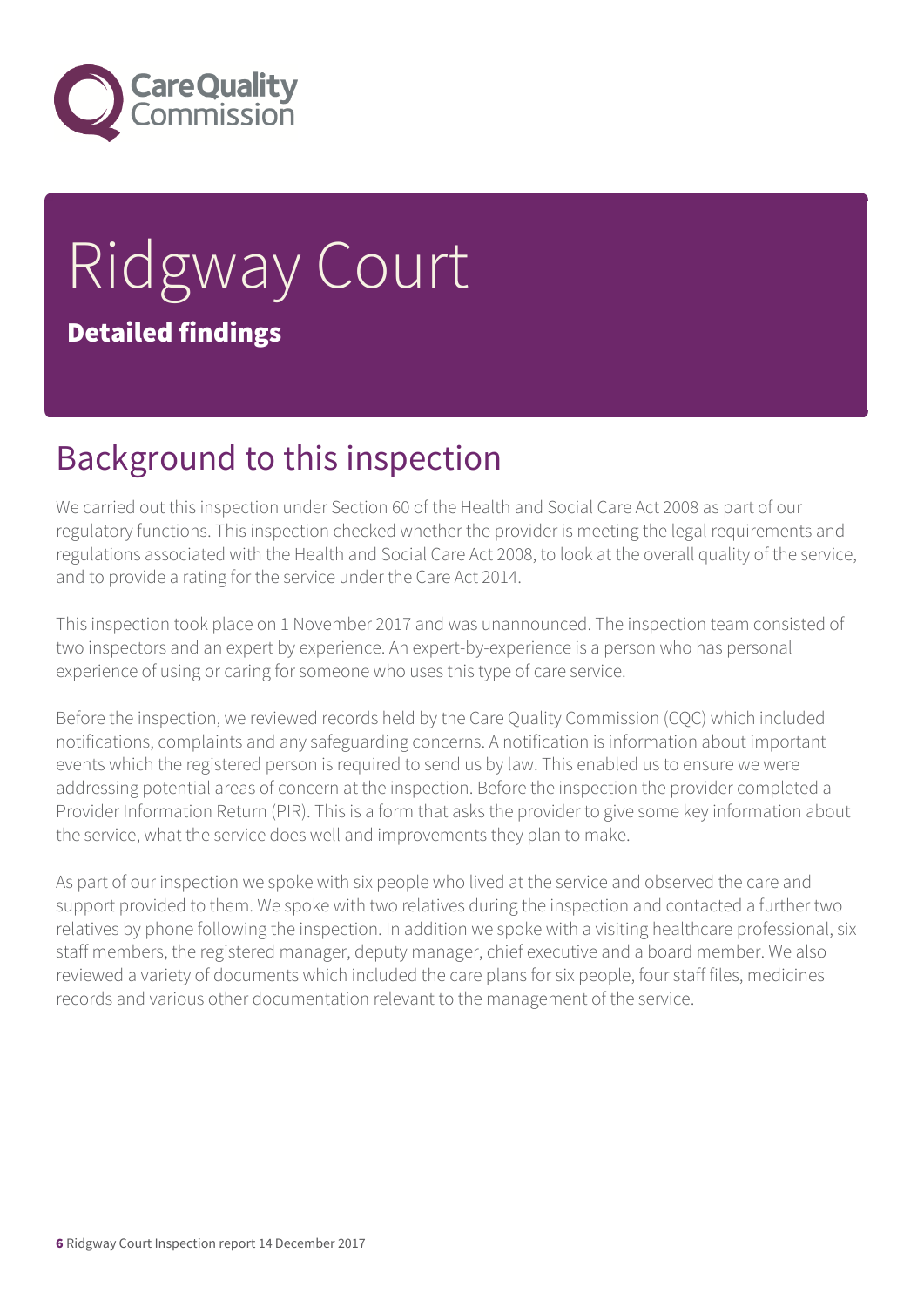# Ridgway Court

**Detailed findings**

## Background to this inspection

We carried out this inspection under Section 60 of the Health and Social Care Act 2008 as part of our regulatory functions. This inspection checked whether the provider is meeting the legal requirements and regulations associated with the Health and Social Care Act 2008, to look at the overall quality of the service, and to provide a rating for the service under the Care Act 2014.

This inspection took place on 1 November 2017 and was unannounced. The inspection team consisted of two inspectors and an expert by experience. An expert-by-experience is a person who has personal experience of using or caring for someone who uses this type of care service.

Before the inspection, we reviewed records held by the Care Quality Commission (CQC) which included notifications, complaints and any safeguarding concerns. A notification is information about important events which the registered person is required to send us by law. This enabled us to ensure we were addressing potential areas of concern at the inspection. Before the inspection the provider completed a Provider Information Return (PIR). This is a form that asks the provider to give some key information about the service, what the service does well and improvements they plan to make.

As part of our inspection we spoke with six people who lived at the service and observed the care and support provided to them. We spoke with two relatives during the inspection and contacted a further two relatives by phone following the inspection. In addition we spoke with a visiting healthcare professional, six staff members, the registered manager, deputy manager, chief executive and a board member. We also reviewed a variety of documents which included the care plans for six people, four staff files, medicines records and various other documentation relevant to the management of the service.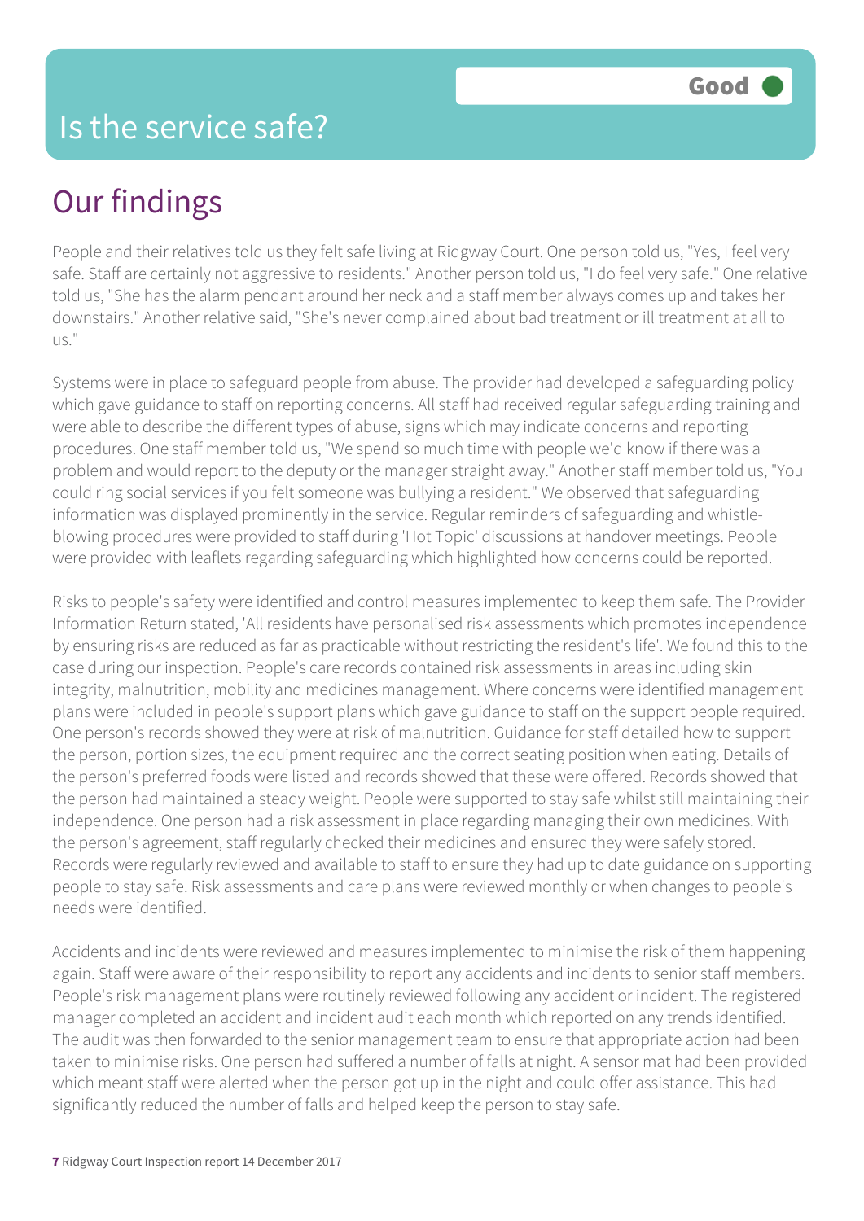# Is the service safe?

**Good**

## Our findings

People and their relatives told us they felt safe living at Ridgway Court. One person told us, "Yes, I feel very safe. Staff are certainly not aggressive to residents." Another person told us, "I do feel very safe." One relative told us, "She has the alarm pendant around her neck and a staff member always comes up and takes her downstairs." Another relative said, "She's never complained about bad treatment or ill treatment at all to us."

Systems were in place to safeguard people from abuse. The provider had developed a safeguarding policy which gave guidance to staff on reporting concerns. All staff had received regular safeguarding training and were able to describe the different types of abuse, signs which may indicate concerns and reporting procedures. One staff member told us, "We spend so much time with people we'd know if there was a problem and would report to the deputy or the manager straight away." Another staff member told us, "You could ring social services if you felt someone was bullying a resident." We observed that safeguarding information was displayed prominently in the service. Regular reminders of safeguarding and whistle-blowing procedures were provided to staff during 'Hot Topic' discussions at handover meetings. People were provided with leaflets regarding safeguarding which highlighted how concerns could be reported.

Risks to people's safety were identified and control measures implemented to keep them safe. The Provider Information Return stated, 'All residents have personalised risk assessments which promotes independence by ensuring risks are reduced as far as practicable without restricting the resident's life'. We found this to the case during our inspection. People's care records contained risk assessments in areas including skin integrity, malnutrition, mobility and medicines management. Where concerns were identified management plans were included in people's support plans which gave guidance to staff on the support people required. One person's records showed they were at risk of malnutrition. Guidance for staff detailed how to support the person, portion sizes, the equipment required and the correct seating position when eating. Details of the person's preferred foods were listed and records showed that these were offered. Records showed that the person had maintained a steady weight. People were supported to stay safe whilst still maintaining their independence. One person had a risk assessment in place regarding managing their own medicines. With the person's agreement, staff regularly checked their medicines and ensured they were safely stored. Records were regularly reviewed and available to staff to ensure they had up to date guidance on supporting people to stay safe. Risk assessments and care plans were reviewed monthly or when changes to people's needs were identified.

Accidents and incidents were reviewed and measures implemented to minimise the risk of them happening again. Staff were aware of their responsibility to report any accidents and incidents to senior staff members. People's risk management plans were routinely reviewed following any accident or incident. The registered manager completed an accident and incident audit each month which reported on any trends identified. The audit was then forwarded to the senior management team to ensure that appropriate action had been taken to minimise risks. One person had suffered a number of falls at night. A sensor mat had been provided which meant staff were alerted when the person got up in the night and could offer assistance. This had significantly reduced the number of falls and helped keep the person to stay safe.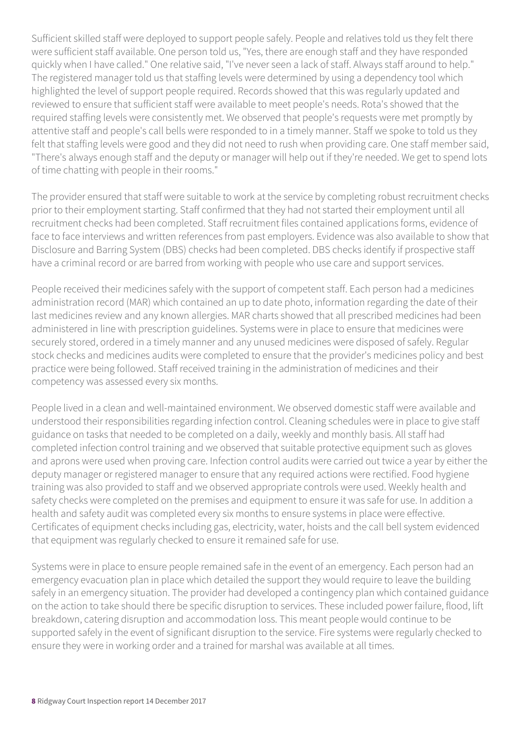Sufficient skilled staff were deployed to support people safely. People and relatives told us they felt there were sufficient staff available. One person told us, "Yes, there are enough staff and they have responded quickly when I have called." One relative said, "I've never seen a lack of staff. Always staff around to help." The registered manager told us that staffing levels were determined by using a dependency tool which highlighted the level of support people required. Records showed that this was regularly updated and reviewed to ensure that sufficient staff were available to meet people's needs. Rota's showed that the required staffing levels were consistently met. We observed that people's requests were met promptly by attentive staff and people's call bells were responded to in a timely manner. Staff we spoke to told us they felt that staffing levels were good and they did not need to rush when providing care. One staff member said, "There's always enough staff and the deputy or manager will help out if they're needed. We get to spend lots of time chatting with people in their rooms."

The provider ensured that staff were suitable to work at the service by completing robust recruitment checks prior to their employment starting. Staff confirmed that they had not started their employment until all recruitment checks had been completed. Staff recruitment files contained applications forms, evidence of face to face interviews and written references from past employers. Evidence was also available to show that Disclosure and Barring System (DBS) checks had been completed. DBS checks identify if prospective staff have a criminal record or are barred from working with people who use care and support services.

People received their medicines safely with the support of competent staff. Each person had a medicines administration record (MAR) which contained an up to date photo, information regarding the date of their last medicines review and any known allergies. MAR charts showed that all prescribed medicines had been administered in line with prescription guidelines. Systems were in place to ensure that medicines were securely stored, ordered in a timely manner and any unused medicines were disposed of safely. Regular stock checks and medicines audits were completed to ensure that the provider's medicines policy and best practice were being followed. Staff received training in the administration of medicines and their competency was assessed every six months.

People lived in a clean and well-maintained environment. We observed domestic staff were available and understood their responsibilities regarding infection control. Cleaning schedules were in place to give staff guidance on tasks that needed to be completed on a daily, weekly and monthly basis. All staff had completed infection control training and we observed that suitable protective equipment such as gloves and aprons were used when proving care. Infection control audits were carried out twice a year by either the deputy manager or registered manager to ensure that any required actions were rectified. Food hygiene training was also provided to staff and we observed appropriate controls were used. Weekly health and safety checks were completed on the premises and equipment to ensure it was safe for use. In addition a health and safety audit was completed every six months to ensure systems in place were effective. Certificates of equipment checks including gas, electricity, water, hoists and the call bell system evidenced that equipment was regularly checked to ensure it remained safe for use.

Systems were in place to ensure people remained safe in the event of an emergency. Each person had an emergency evacuation plan in place which detailed the support they would require to leave the building safely in an emergency situation. The provider had developed a contingency plan which contained guidance on the action to take should there be specific disruption to services. These included power failure, flood, lift breakdown, catering disruption and accommodation loss. This meant people would continue to be supported safely in the event of significant disruption to the service. Fire systems were regularly checked to ensure they were in working order and a trained for marshal was available at all times.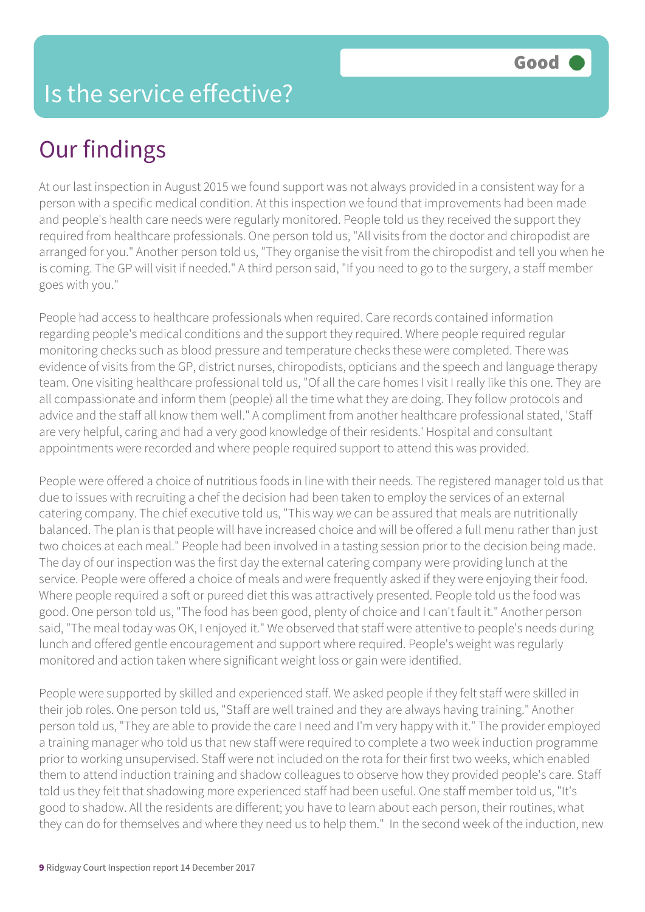# Is the service effective?

Good

## Our findings

At our last inspection in August 2015 we found support was not always provided in a consistent way for a person with a specific medical condition. At this inspection we found that improvements had been made and people's health care needs were regularly monitored. People told us they received the support they required from healthcare professionals. One person told us, "All visits from the doctor and chiropodist are arranged for you." Another person told us, "They organise the visit from the chiropodist and tell you when he is coming. The GP will visit if needed." A third person said, "If you need to go to the surgery, a staff member goes with you."

People had access to healthcare professionals when required. Care records contained information regarding people's medical conditions and the support they required. Where people required regular monitoring checks such as blood pressure and temperature checks these were completed. There was evidence of visits from the GP, district nurses, chiropodists, opticians and the speech and language therapy team. One visiting healthcare professional told us, "Of all the care homes I visit I really like this one. They are all compassionate and inform them (people) all the time what they are doing. They follow protocols and advice and the staff all know them well." A compliment from another healthcare professional stated, 'Staff are very helpful, caring and had a very good knowledge of their residents.' Hospital and consultant appointments were recorded and where people required support to attend this was provided.

People were offered a choice of nutritious foods in line with their needs. The registered manager told us that due to issues with recruiting a chef the decision had been taken to employ the services of an external catering company. The chief executive told us, "This way we can be assured that meals are nutritionally balanced. The plan is that people will have increased choice and will be offered a full menu rather than just two choices at each meal." People had been involved in a tasting session prior to the decision being made. The day of our inspection was the first day the external catering company were providing lunch at the service. People were offered a choice of meals and were frequently asked if they were enjoying their food. Where people required a soft or pureed diet this was attractively presented. People told us the food was good. One person told us, "The food has been good, plenty of choice and I can't fault it." Another person said, "The meal today was OK, I enjoyed it." We observed that staff were attentive to people's needs during lunch and offered gentle encouragement and support where required. People's weight was regularly monitored and action taken where significant weight loss or gain were identified.

People were supported by skilled and experienced staff. We asked people if they felt staff were skilled in their job roles. One person told us, "Staff are well trained and they are always having training." Another person told us, "They are able to provide the care I need and I'm very happy with it." The provider employed a training manager who told us that new staff were required to complete a two week induction programme prior to working unsupervised. Staff were not included on the rota for their first two weeks, which enabled them to attend induction training and shadow colleagues to observe how they provided people's care. Staff told us they felt that shadowing more experienced staff had been useful. One staff member told us, "It's good to shadow. All the residents are different; you have to learn about each person, their routines, what they can do for themselves and where they need us to help them." In the second week of the induction, new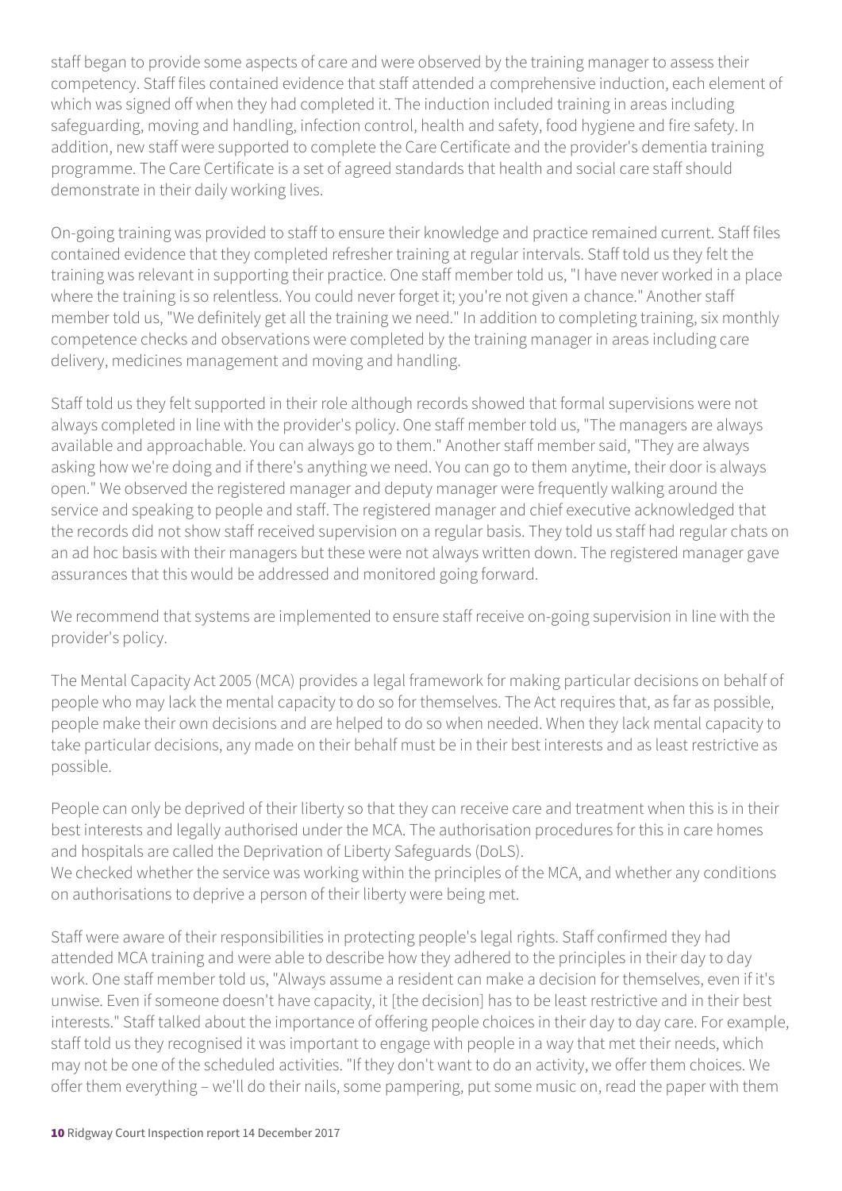staff began to provide some aspects of care and were observed by the training manager to assess their competency. Staff files contained evidence that staff attended a comprehensive induction, each element of which was signed off when they had completed it. The induction included training in areas including safeguarding, moving and handling, infection control, health and safety, food hygiene and fire safety. In addition, new staff were supported to complete the Care Certificate and the provider's dementia training programme. The Care Certificate is a set of agreed standards that health and social care staff should demonstrate in their daily working lives.

On-going training was provided to staff to ensure their knowledge and practice remained current. Staff files contained evidence that they completed refresher training at regular intervals. Staff told us they felt the training was relevant in supporting their practice. One staff member told us, "I have never worked in a place where the training is so relentless. You could never forget it; you're not given a chance." Another staff member told us, "We definitely get all the training we need." In addition to completing training, six monthly competence checks and observations were completed by the training manager in areas including care delivery, medicines management and moving and handling.

Staff told us they felt supported in their role although records showed that formal supervisions were not always completed in line with the provider's policy. One staff member told us, "The managers are always available and approachable. You can always go to them." Another staff member said, "They are always asking how we're doing and if there's anything we need. You can go to them anytime, their door is always open." We observed the registered manager and deputy manager were frequently walking around the service and speaking to people and staff. The registered manager and chief executive acknowledged that the records did not show staff received supervision on a regular basis. They told us staff had regular chats on an ad hoc basis with their managers but these were not always written down. The registered manager gave assurances that this would be addressed and monitored going forward.

We recommend that systems are implemented to ensure staff receive on-going supervision in line with the provider's policy.

The Mental Capacity Act 2005 (MCA) provides a legal framework for making particular decisions on behalf of people who may lack the mental capacity to do so for themselves. The Act requires that, as far as possible, people make their own decisions and are helped to do so when needed. When they lack mental capacity to take particular decisions, any made on their behalf must be in their best interests and as least restrictive as possible.

People can only be deprived of their liberty so that they can receive care and treatment when this is in their best interests and legally authorised under the MCA. The authorisation procedures for this in care homes and hospitals are called the Deprivation of Liberty Safeguards (DoLS).
We checked whether the service was working within the principles of the MCA, and whether any conditions on authorisations to deprive a person of their liberty were being met.

Staff were aware of their responsibilities in protecting people's legal rights. Staff confirmed they had attended MCA training and were able to describe how they adhered to the principles in their day to day work. One staff member told us, "Always assume a resident can make a decision for themselves, even if it's unwise. Even if someone doesn't have capacity, it [the decision] has to be least restrictive and in their best interests." Staff talked about the importance of offering people choices in their day to day care. For example, staff told us they recognised it was important to engage with people in a way that met their needs, which may not be one of the scheduled activities. "If they don't want to do an activity, we offer them choices. We offer them everything – we'll do their nails, some pampering, put some music on, read the paper with them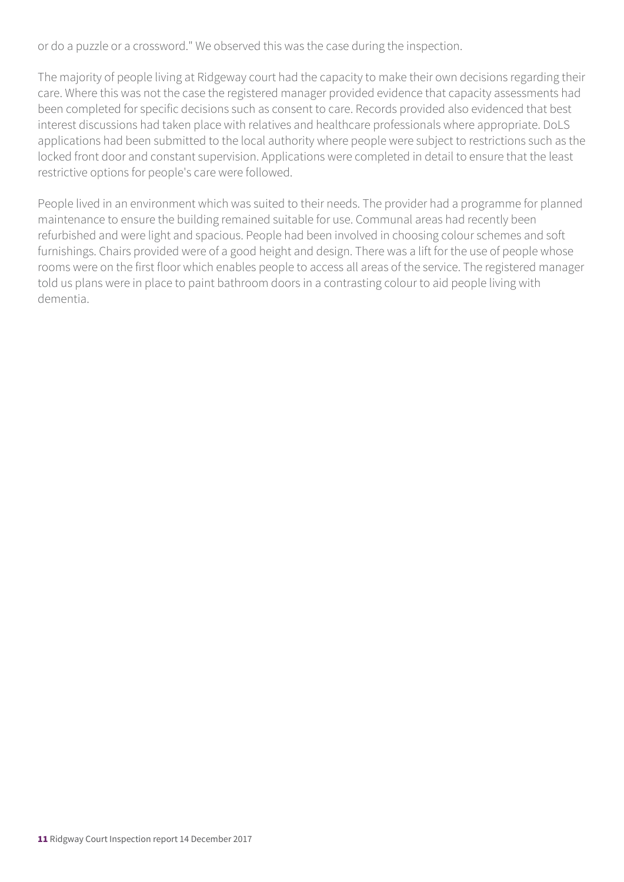or do a puzzle or a crossword." We observed this was the case during the inspection.

The majority of people living at Ridgeway court had the capacity to make their own decisions regarding their care. Where this was not the case the registered manager provided evidence that capacity assessments had been completed for specific decisions such as consent to care. Records provided also evidenced that best interest discussions had taken place with relatives and healthcare professionals where appropriate. DoLS applications had been submitted to the local authority where people were subject to restrictions such as the locked front door and constant supervision. Applications were completed in detail to ensure that the least restrictive options for people's care were followed.

People lived in an environment which was suited to their needs. The provider had a programme for planned maintenance to ensure the building remained suitable for use. Communal areas had recently been refurbished and were light and spacious. People had been involved in choosing colour schemes and soft furnishings. Chairs provided were of a good height and design. There was a lift for the use of people whose rooms were on the first floor which enables people to access all areas of the service. The registered manager told us plans were in place to paint bathroom doors in a contrasting colour to aid people living with dementia.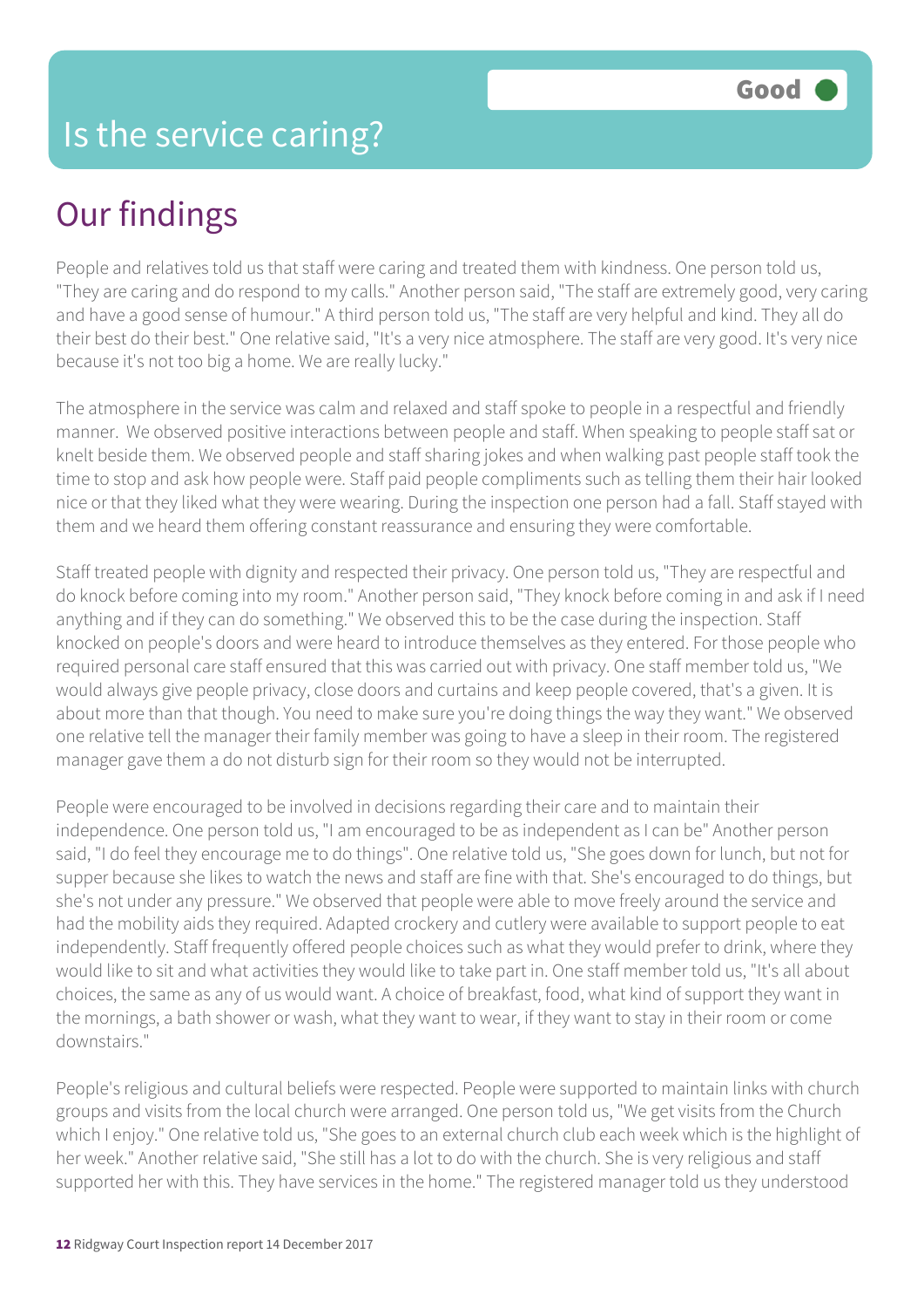# Is the service caring?

Good

## Our findings

People and relatives told us that staff were caring and treated them with kindness. One person told us, "They are caring and do respond to my calls." Another person said, "The staff are extremely good, very caring and have a good sense of humour." A third person told us, "The staff are very helpful and kind. They all do their best do their best." One relative said, "It's a very nice atmosphere. The staff are very good. It's very nice because it's not too big a home. We are really lucky."

The atmosphere in the service was calm and relaxed and staff spoke to people in a respectful and friendly manner. We observed positive interactions between people and staff. When speaking to people staff sat or knelt beside them. We observed people and staff sharing jokes and when walking past people staff took the time to stop and ask how people were. Staff paid people compliments such as telling them their hair looked nice or that they liked what they were wearing. During the inspection one person had a fall. Staff stayed with them and we heard them offering constant reassurance and ensuring they were comfortable.

Staff treated people with dignity and respected their privacy. One person told us, "They are respectful and do knock before coming into my room." Another person said, "They knock before coming in and ask if I need anything and if they can do something." We observed this to be the case during the inspection. Staff knocked on people's doors and were heard to introduce themselves as they entered. For those people who required personal care staff ensured that this was carried out with privacy. One staff member told us, "We would always give people privacy, close doors and curtains and keep people covered, that's a given. It is about more than that though. You need to make sure you're doing things the way they want." We observed one relative tell the manager their family member was going to have a sleep in their room. The registered manager gave them a do not disturb sign for their room so they would not be interrupted.

People were encouraged to be involved in decisions regarding their care and to maintain their independence. One person told us, "I am encouraged to be as independent as I can be" Another person said, "I do feel they encourage me to do things". One relative told us, "She goes down for lunch, but not for supper because she likes to watch the news and staff are fine with that. She's encouraged to do things, but she's not under any pressure." We observed that people were able to move freely around the service and had the mobility aids they required. Adapted crockery and cutlery were available to support people to eat independently. Staff frequently offered people choices such as what they would prefer to drink, where they would like to sit and what activities they would like to take part in. One staff member told us, "It's all about choices, the same as any of us would want. A choice of breakfast, food, what kind of support they want in the mornings, a bath shower or wash, what they want to wear, if they want to stay in their room or come downstairs."

People's religious and cultural beliefs were respected. People were supported to maintain links with church groups and visits from the local church were arranged. One person told us, "We get visits from the Church which I enjoy." One relative told us, "She goes to an external church club each week which is the highlight of her week." Another relative said, "She still has a lot to do with the church. She is very religious and staff supported her with this. They have services in the home." The registered manager told us they understood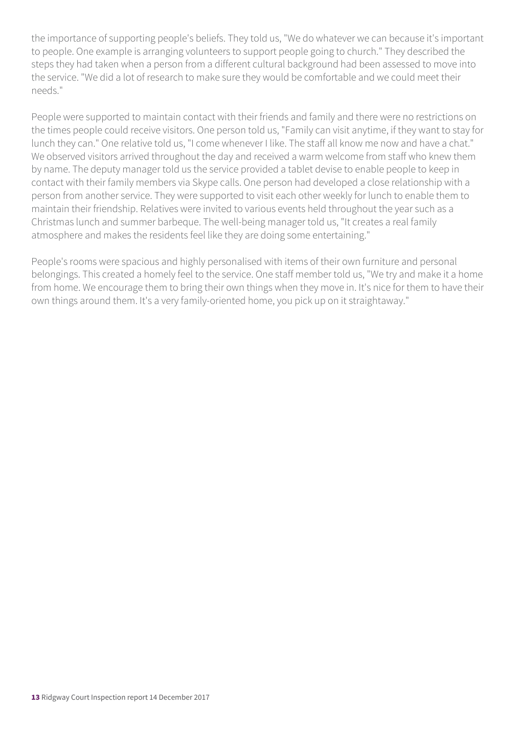the importance of supporting people's beliefs. They told us, "We do whatever we can because it's important to people. One example is arranging volunteers to support people going to church." They described the steps they had taken when a person from a different cultural background had been assessed to move into the service. "We did a lot of research to make sure they would be comfortable and we could meet their needs."

People were supported to maintain contact with their friends and family and there were no restrictions on the times people could receive visitors. One person told us, "Family can visit anytime, if they want to stay for lunch they can." One relative told us, "I come whenever I like. The staff all know me now and have a chat." We observed visitors arrived throughout the day and received a warm welcome from staff who knew them by name. The deputy manager told us the service provided a tablet devise to enable people to keep in contact with their family members via Skype calls. One person had developed a close relationship with a person from another service. They were supported to visit each other weekly for lunch to enable them to maintain their friendship. Relatives were invited to various events held throughout the year such as a Christmas lunch and summer barbeque. The well-being manager told us, "It creates a real family atmosphere and makes the residents feel like they are doing some entertaining."

People's rooms were spacious and highly personalised with items of their own furniture and personal belongings. This created a homely feel to the service. One staff member told us, "We try and make it a home from home. We encourage them to bring their own things when they move in. It's nice for them to have their own things around them. It's a very family-oriented home, you pick up on it straightaway."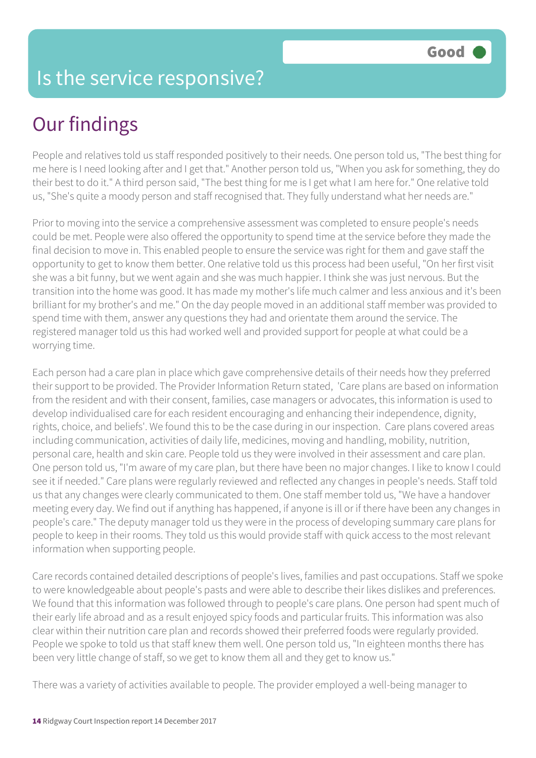# Is the service responsive?

Good

## Our findings

People and relatives told us staff responded positively to their needs. One person told us, "The best thing for me here is I need looking after and I get that." Another person told us, "When you ask for something, they do their best to do it." A third person said, "The best thing for me is I get what I am here for." One relative told us, "She's quite a moody person and staff recognised that. They fully understand what her needs are."

Prior to moving into the service a comprehensive assessment was completed to ensure people's needs could be met. People were also offered the opportunity to spend time at the service before they made the final decision to move in. This enabled people to ensure the service was right for them and gave staff the opportunity to get to know them better. One relative told us this process had been useful, "On her first visit she was a bit funny, but we went again and she was much happier. I think she was just nervous. But the transition into the home was good. It has made my mother's life much calmer and less anxious and it's been brilliant for my brother's and me." On the day people moved in an additional staff member was provided to spend time with them, answer any questions they had and orientate them around the service. The registered manager told us this had worked well and provided support for people at what could be a worrying time.

Each person had a care plan in place which gave comprehensive details of their needs how they preferred their support to be provided. The Provider Information Return stated, 'Care plans are based on information from the resident and with their consent, families, case managers or advocates, this information is used to develop individualised care for each resident encouraging and enhancing their independence, dignity, rights, choice, and beliefs'. We found this to be the case during in our inspection. Care plans covered areas including communication, activities of daily life, medicines, moving and handling, mobility, nutrition, personal care, health and skin care. People told us they were involved in their assessment and care plan. One person told us, "I'm aware of my care plan, but there have been no major changes. I like to know I could see it if needed." Care plans were regularly reviewed and reflected any changes in people's needs. Staff told us that any changes were clearly communicated to them. One staff member told us, "We have a handover meeting every day. We find out if anything has happened, if anyone is ill or if there have been any changes in people's care." The deputy manager told us they were in the process of developing summary care plans for people to keep in their rooms. They told us this would provide staff with quick access to the most relevant information when supporting people.

Care records contained detailed descriptions of people's lives, families and past occupations. Staff we spoke to were knowledgeable about people's pasts and were able to describe their likes dislikes and preferences. We found that this information was followed through to people's care plans. One person had spent much of their early life abroad and as a result enjoyed spicy foods and particular fruits. This information was also clear within their nutrition care plan and records showed their preferred foods were regularly provided. People we spoke to told us that staff knew them well. One person told us, "In eighteen months there has been very little change of staff, so we get to know them all and they get to know us."

There was a variety of activities available to people. The provider employed a well-being manager to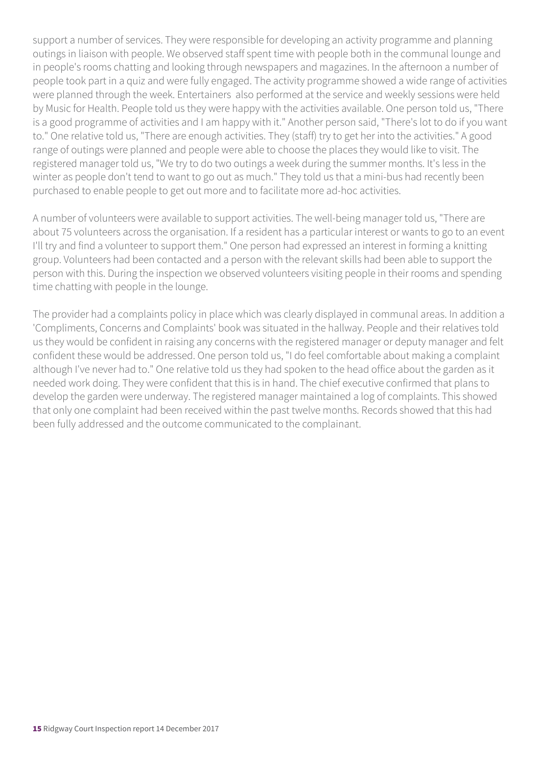support a number of services. They were responsible for developing an activity programme and planning outings in liaison with people. We observed staff spent time with people both in the communal lounge and in people's rooms chatting and looking through newspapers and magazines. In the afternoon a number of people took part in a quiz and were fully engaged. The activity programme showed a wide range of activities were planned through the week. Entertainers also performed at the service and weekly sessions were held by Music for Health. People told us they were happy with the activities available. One person told us, "There is a good programme of activities and I am happy with it." Another person said, "There's lot to do if you want to." One relative told us, "There are enough activities. They (staff) try to get her into the activities." A good range of outings were planned and people were able to choose the places they would like to visit. The registered manager told us, "We try to do two outings a week during the summer months. It's less in the winter as people don't tend to want to go out as much." They told us that a mini-bus had recently been purchased to enable people to get out more and to facilitate more ad-hoc activities.

A number of volunteers were available to support activities. The well-being manager told us, "There are about 75 volunteers across the organisation. If a resident has a particular interest or wants to go to an event I'll try and find a volunteer to support them." One person had expressed an interest in forming a knitting group. Volunteers had been contacted and a person with the relevant skills had been able to support the person with this. During the inspection we observed volunteers visiting people in their rooms and spending time chatting with people in the lounge.

The provider had a complaints policy in place which was clearly displayed in communal areas. In addition a 'Compliments, Concerns and Complaints' book was situated in the hallway. People and their relatives told us they would be confident in raising any concerns with the registered manager or deputy manager and felt confident these would be addressed. One person told us, "I do feel comfortable about making a complaint although I've never had to." One relative told us they had spoken to the head office about the garden as it needed work doing. They were confident that this is in hand. The chief executive confirmed that plans to develop the garden were underway. The registered manager maintained a log of complaints. This showed that only one complaint had been received within the past twelve months. Records showed that this had been fully addressed and the outcome communicated to the complainant.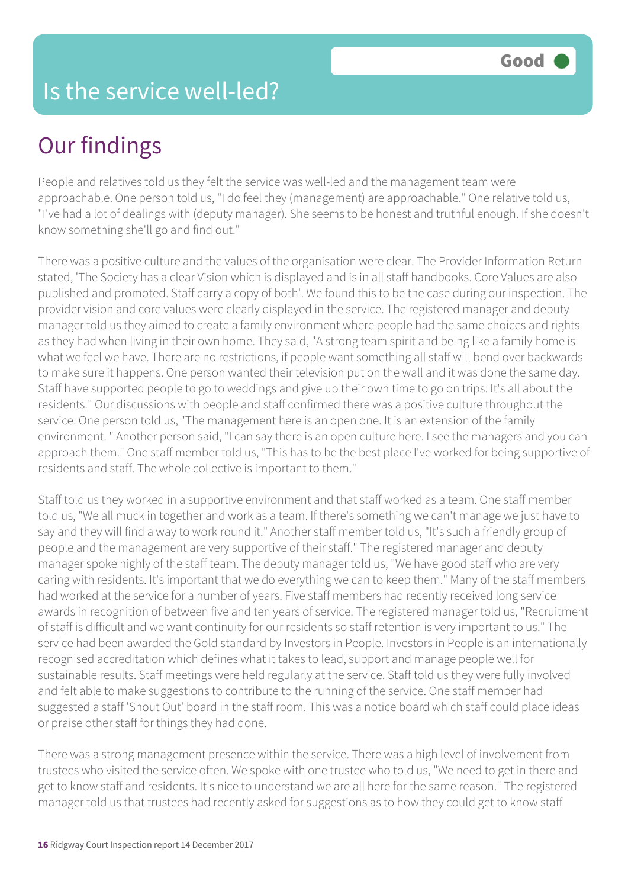# Is the service well-led?

Good

## Our findings

People and relatives told us they felt the service was well-led and the management team were approachable. One person told us, "I do feel they (management) are approachable." One relative told us, "I've had a lot of dealings with (deputy manager). She seems to be honest and truthful enough. If she doesn't know something she'll go and find out."

There was a positive culture and the values of the organisation were clear. The Provider Information Return stated, 'The Society has a clear Vision which is displayed and is in all staff handbooks. Core Values are also published and promoted. Staff carry a copy of both'. We found this to be the case during our inspection. The provider vision and core values were clearly displayed in the service. The registered manager and deputy manager told us they aimed to create a family environment where people had the same choices and rights as they had when living in their own home. They said, "A strong team spirit and being like a family home is what we feel we have. There are no restrictions, if people want something all staff will bend over backwards to make sure it happens. One person wanted their television put on the wall and it was done the same day. Staff have supported people to go to weddings and give up their own time to go on trips. It's all about the residents." Our discussions with people and staff confirmed there was a positive culture throughout the service. One person told us, "The management here is an open one. It is an extension of the family environment. " Another person said, "I can say there is an open culture here. I see the managers and you can approach them." One staff member told us, "This has to be the best place I've worked for being supportive of residents and staff. The whole collective is important to them."

Staff told us they worked in a supportive environment and that staff worked as a team. One staff member told us, "We all muck in together and work as a team. If there's something we can't manage we just have to say and they will find a way to work round it." Another staff member told us, "It's such a friendly group of people and the management are very supportive of their staff." The registered manager and deputy manager spoke highly of the staff team. The deputy manager told us, "We have good staff who are very caring with residents. It's important that we do everything we can to keep them." Many of the staff members had worked at the service for a number of years. Five staff members had recently received long service awards in recognition of between five and ten years of service. The registered manager told us, "Recruitment of staff is difficult and we want continuity for our residents so staff retention is very important to us." The service had been awarded the Gold standard by Investors in People. Investors in People is an internationally recognised accreditation which defines what it takes to lead, support and manage people well for sustainable results. Staff meetings were held regularly at the service. Staff told us they were fully involved and felt able to make suggestions to contribute to the running of the service. One staff member had suggested a staff 'Shout Out' board in the staff room. This was a notice board which staff could place ideas or praise other staff for things they had done.

There was a strong management presence within the service. There was a high level of involvement from trustees who visited the service often. We spoke with one trustee who told us, "We need to get in there and get to know staff and residents. It's nice to understand we are all here for the same reason." The registered manager told us that trustees had recently asked for suggestions as to how they could get to know staff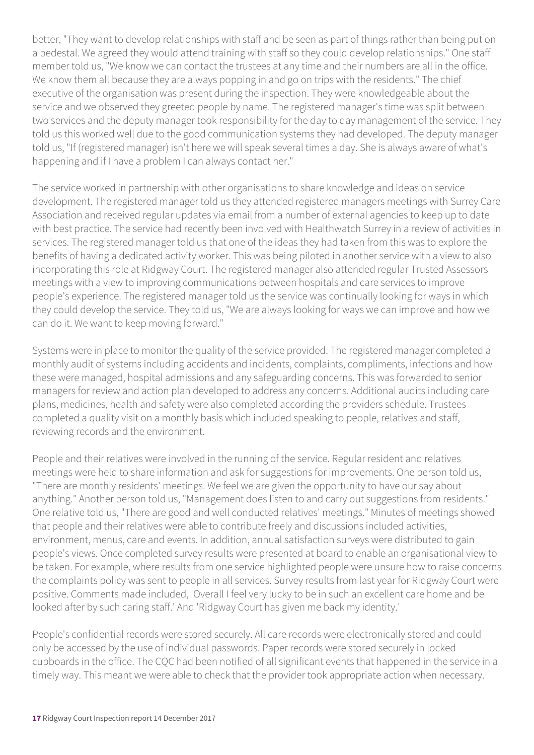better, "They want to develop relationships with staff and be seen as part of things rather than being put on a pedestal. We agreed they would attend training with staff so they could develop relationships." One staff member told us, "We know we can contact the trustees at any time and their numbers are all in the office. We know them all because they are always popping in and go on trips with the residents." The chief executive of the organisation was present during the inspection. They were knowledgeable about the service and we observed they greeted people by name. The registered manager's time was split between two services and the deputy manager took responsibility for the day to day management of the service. They told us this worked well due to the good communication systems they had developed. The deputy manager told us, "If (registered manager) isn't here we will speak several times a day. She is always aware of what's happening and if I have a problem I can always contact her."

The service worked in partnership with other organisations to share knowledge and ideas on service development. The registered manager told us they attended registered managers meetings with Surrey Care Association and received regular updates via email from a number of external agencies to keep up to date with best practice. The service had recently been involved with Healthwatch Surrey in a review of activities in services. The registered manager told us that one of the ideas they had taken from this was to explore the benefits of having a dedicated activity worker. This was being piloted in another service with a view to also incorporating this role at Ridgway Court. The registered manager also attended regular Trusted Assessors meetings with a view to improving communications between hospitals and care services to improve people's experience. The registered manager told us the service was continually looking for ways in which they could develop the service. They told us, "We are always looking for ways we can improve and how we can do it. We want to keep moving forward."

Systems were in place to monitor the quality of the service provided. The registered manager completed a monthly audit of systems including accidents and incidents, complaints, compliments, infections and how these were managed, hospital admissions and any safeguarding concerns. This was forwarded to senior managers for review and action plan developed to address any concerns. Additional audits including care plans, medicines, health and safety were also completed according the providers schedule. Trustees completed a quality visit on a monthly basis which included speaking to people, relatives and staff, reviewing records and the environment.

People and their relatives were involved in the running of the service. Regular resident and relatives meetings were held to share information and ask for suggestions for improvements. One person told us, "There are monthly residents' meetings. We feel we are given the opportunity to have our say about anything." Another person told us, "Management does listen to and carry out suggestions from residents." One relative told us, "There are good and well conducted relatives' meetings." Minutes of meetings showed that people and their relatives were able to contribute freely and discussions included activities, environment, menus, care and events. In addition, annual satisfaction surveys were distributed to gain people's views. Once completed survey results were presented at board to enable an organisational view to be taken. For example, where results from one service highlighted people were unsure how to raise concerns the complaints policy was sent to people in all services. Survey results from last year for Ridgway Court were positive. Comments made included, 'Overall I feel very lucky to be in such an excellent care home and be looked after by such caring staff.' And 'Ridgway Court has given me back my identity.'

People's confidential records were stored securely. All care records were electronically stored and could only be accessed by the use of individual passwords. Paper records were stored securely in locked cupboards in the office. The CQC had been notified of all significant events that happened in the service in a timely way. This meant we were able to check that the provider took appropriate action when necessary.